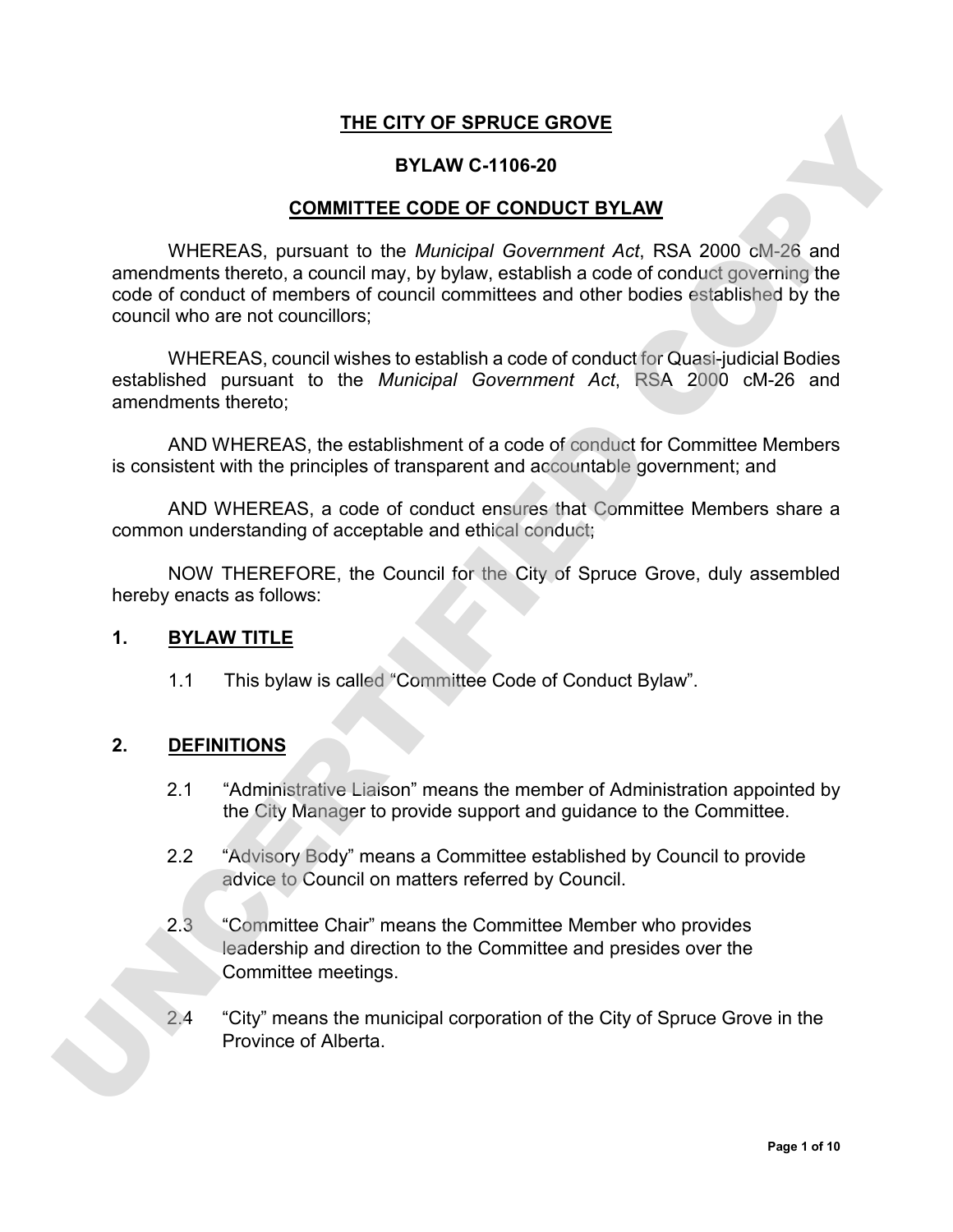**THE CITY OF SPRUCE GROVE**

**BYLAW C-1106-20**

**COMMITTEE CODE OF CONDUCT BYLAW**

WHEREAS, pursuant to the *Municipal Government Act*, RSA 2000 cM-26 and amendments thereto, a council may, by bylaw, establish a code of conduct governing the code of conduct of members of council committees and other bodies established by the council who are not councillors;

WHEREAS, council wishes to establish a code of conduct for Quasi-judicial Bodies established pursuant to the *Municipal Government Act*, RSA 2000 cM-26 and amendments thereto;

AND WHEREAS, the establishment of a code of conduct for Committee Members is consistent with the principles of transparent and accountable government; and

AND WHEREAS, a code of conduct ensures that Committee Members share a common understanding of acceptable and ethical conduct;

NOW THEREFORE, the Council for the City of Spruce Grove, duly assembled hereby enacts as follows:

## 1. BYLAW TITLE

1.1 This bylaw is called "Committee Code of Conduct Bylaw".

## 2. DEFINITIONS

2.1 "Administrative Liaison" means the member of Administration appointed by the City Manager to provide support and guidance to the Committee.

2.2 "Advisory Body" means a Committee established by Council to provide advice to Council on matters referred by Council.

2.3 "Committee Chair" means the Committee Member who provides leadership and direction to the Committee and presides over the Committee meetings.

2.4 "City" means the municipal corporation of the City of Spruce Grove in the Province of Alberta.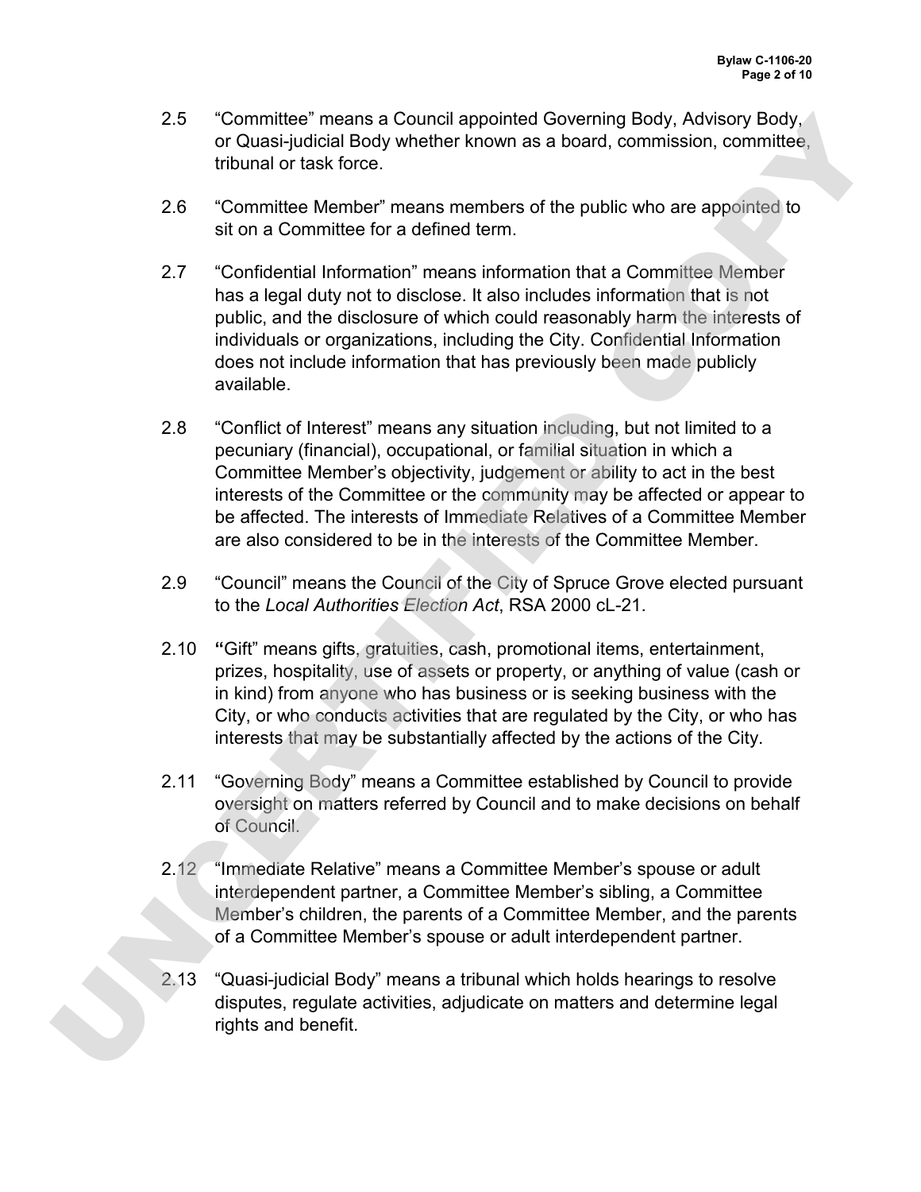2.5 "Committee" means a Council appointed Governing Body, Advisory Body, or Quasi-judicial Body whether known as a board, commission, committee, tribunal or task force.

2.6 "Committee Member" means members of the public who are appointed to sit on a Committee for a defined term.

2.7 "Confidential Information" means information that a Committee Member has a legal duty not to disclose. It also includes information that is not public, and the disclosure of which could reasonably harm the interests of individuals or organizations, including the City. Confidential Information does not include information that has previously been made publicly available.

2.8 "Conflict of Interest" means any situation including, but not limited to a pecuniary (financial), occupational, or familial situation in which a Committee Member's objectivity, judgement or ability to act in the best interests of the Committee or the community may be affected or appear to be affected. The interests of Immediate Relatives of a Committee Member are also considered to be in the interests of the Committee Member.

2.9 "Council" means the Council of the City of Spruce Grove elected pursuant to the *Local Authorities Election Act*, RSA 2000 cL-21.

2.10 **"**Gift" means gifts, gratuities, cash, promotional items, entertainment, prizes, hospitality, use of assets or property, or anything of value (cash or in kind) from anyone who has business or is seeking business with the City, or who conducts activities that are regulated by the City, or who has interests that may be substantially affected by the actions of the City.

2.11 "Governing Body" means a Committee established by Council to provide oversight on matters referred by Council and to make decisions on behalf of Council.

2.12 "Immediate Relative" means a Committee Member's spouse or adult interdependent partner, a Committee Member's sibling, a Committee Member's children, the parents of a Committee Member, and the parents of a Committee Member's spouse or adult interdependent partner.

2.13 "Quasi-judicial Body" means a tribunal which holds hearings to resolve disputes, regulate activities, adjudicate on matters and determine legal rights and benefit.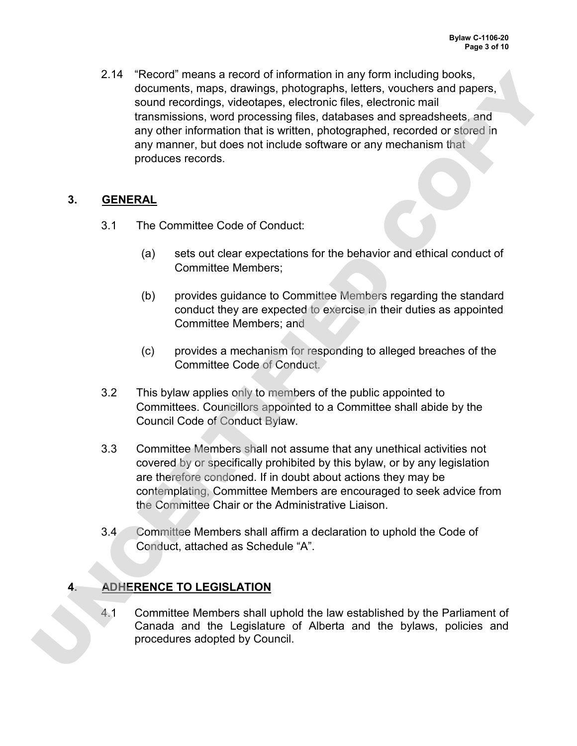2.14 "Record" means a record of information in any form including books, documents, maps, drawings, photographs, letters, vouchers and papers, sound recordings, videotapes, electronic files, electronic mail transmissions, word processing files, databases and spreadsheets, and any other information that is written, photographed, recorded or stored in any manner, but does not include software or any mechanism that produces records.

## 3. GENERAL

3.1 The Committee Code of Conduct:

(a) sets out clear expectations for the behavior and ethical conduct of Committee Members;

(b) provides guidance to Committee Members regarding the standard conduct they are expected to exercise in their duties as appointed Committee Members; and

(c) provides a mechanism for responding to alleged breaches of the Committee Code of Conduct.

3.2 This bylaw applies only to members of the public appointed to Committees. Councillors appointed to a Committee shall abide by the Council Code of Conduct Bylaw.

3.3 Committee Members shall not assume that any unethical activities not covered by or specifically prohibited by this bylaw, or by any legislation are therefore condoned. If in doubt about actions they may be contemplating, Committee Members are encouraged to seek advice from the Committee Chair or the Administrative Liaison.

3.4 Committee Members shall affirm a declaration to uphold the Code of Conduct, attached as Schedule "A".

## 4. ADHERENCE TO LEGISLATION

4.1 Committee Members shall uphold the law established by the Parliament of Canada and the Legislature of Alberta and the bylaws, policies and procedures adopted by Council.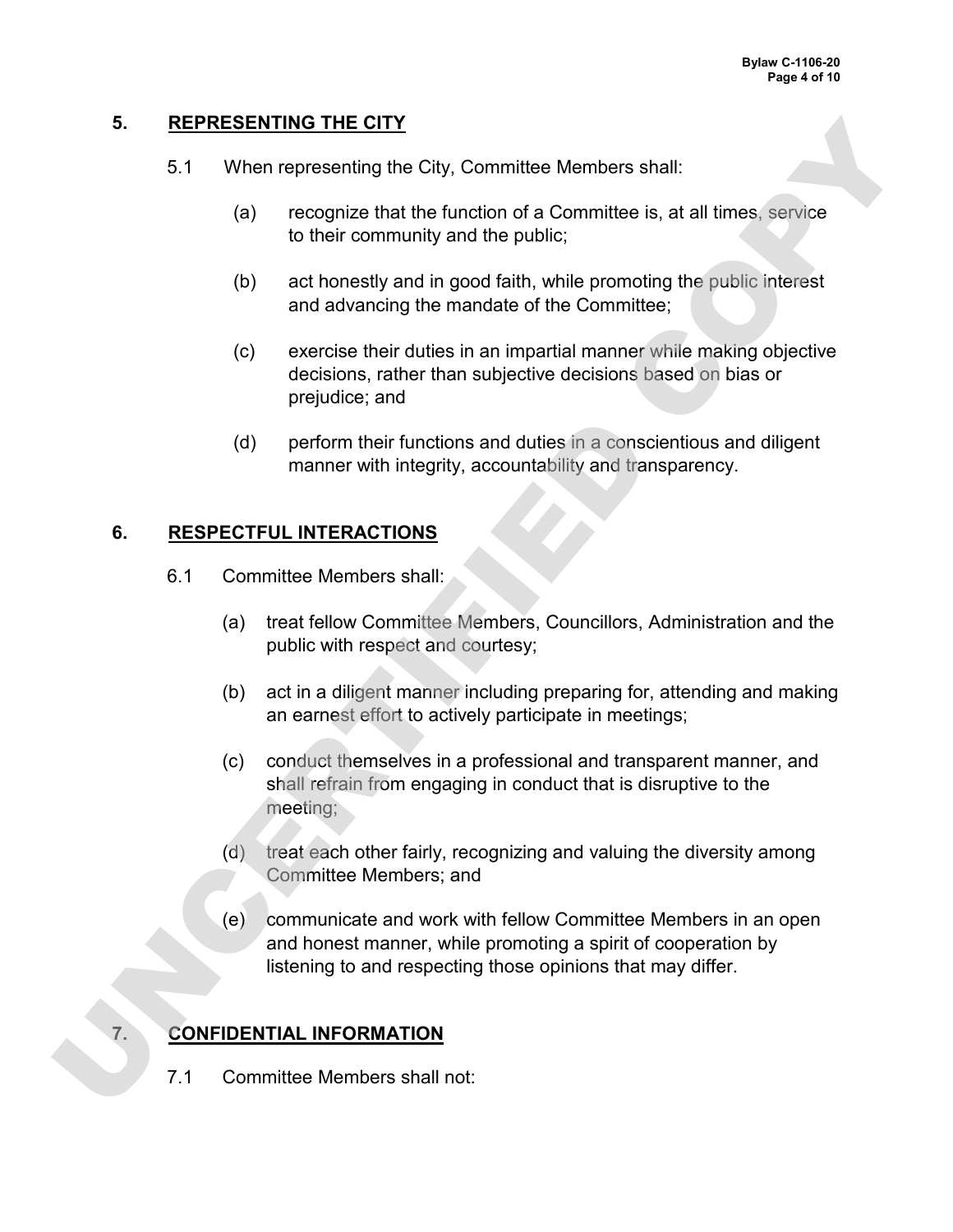## 5. REPRESENTING THE CITY

5.1 When representing the City, Committee Members shall:

(a) recognize that the function of a Committee is, at all times, service to their community and the public;

(b) act honestly and in good faith, while promoting the public interest and advancing the mandate of the Committee;

(c) exercise their duties in an impartial manner while making objective decisions, rather than subjective decisions based on bias or prejudice; and

(d) perform their functions and duties in a conscientious and diligent manner with integrity, accountability and transparency.

## 6. RESPECTFUL INTERACTIONS

6.1 Committee Members shall:

(a) treat fellow Committee Members, Councillors, Administration and the public with respect and courtesy;

(b) act in a diligent manner including preparing for, attending and making an earnest effort to actively participate in meetings;

(c) conduct themselves in a professional and transparent manner, and shall refrain from engaging in conduct that is disruptive to the meeting;

(d) treat each other fairly, recognizing and valuing the diversity among Committee Members; and

(e) communicate and work with fellow Committee Members in an open and honest manner, while promoting a spirit of cooperation by listening to and respecting those opinions that may differ.

## 7. CONFIDENTIAL INFORMATION

7.1 Committee Members shall not: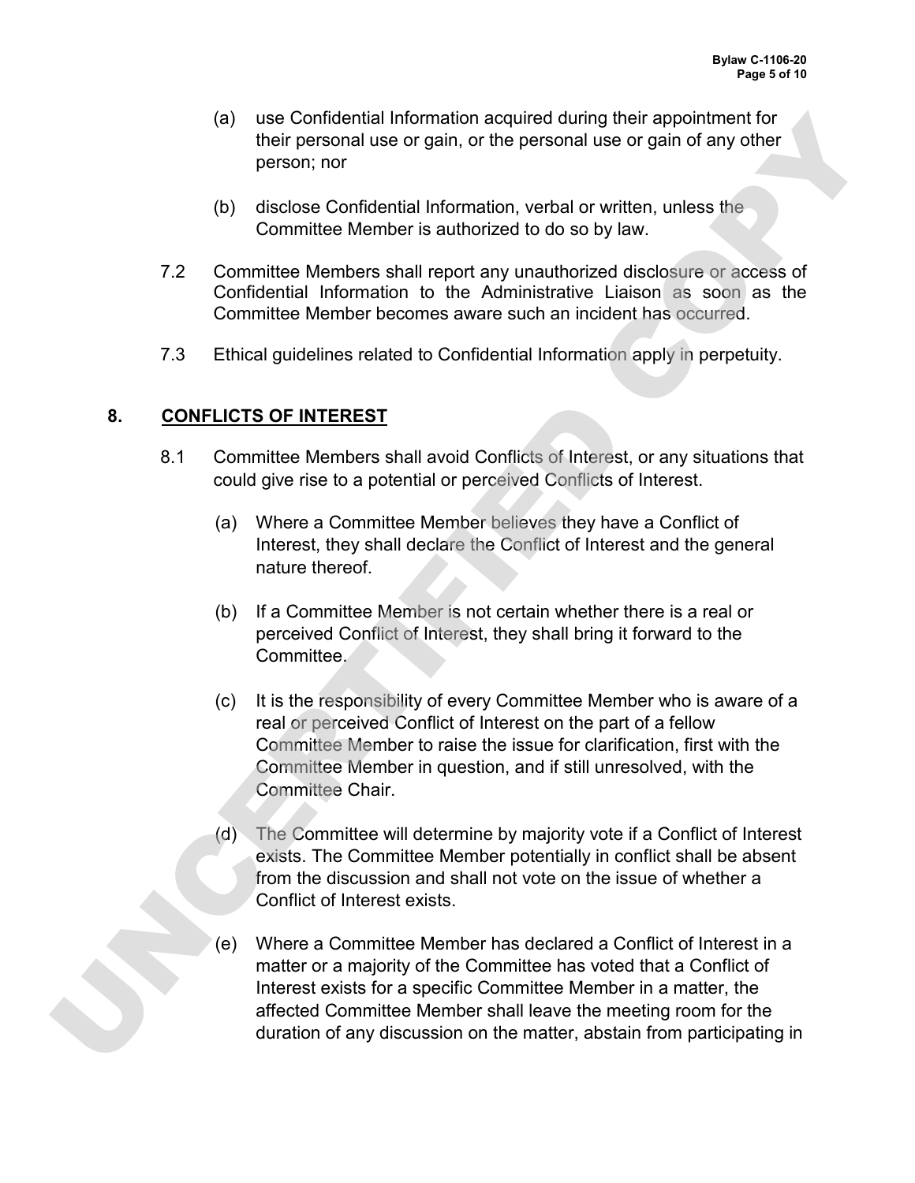(a) use Confidential Information acquired during their appointment for their personal use or gain, or the personal use or gain of any other person; nor

(b) disclose Confidential Information, verbal or written, unless the Committee Member is authorized to do so by law.

7.2 Committee Members shall report any unauthorized disclosure or access of Confidential Information to the Administrative Liaison as soon as the Committee Member becomes aware such an incident has occurred.

7.3 Ethical guidelines related to Confidential Information apply in perpetuity.

## 8. CONFLICTS OF INTEREST

8.1 Committee Members shall avoid Conflicts of Interest, or any situations that could give rise to a potential or perceived Conflicts of Interest.

(a) Where a Committee Member believes they have a Conflict of Interest, they shall declare the Conflict of Interest and the general nature thereof.

(b) If a Committee Member is not certain whether there is a real or perceived Conflict of Interest, they shall bring it forward to the Committee.

(c) It is the responsibility of every Committee Member who is aware of a real or perceived Conflict of Interest on the part of a fellow Committee Member to raise the issue for clarification, first with the Committee Member in question, and if still unresolved, with the Committee Chair.

(d) The Committee will determine by majority vote if a Conflict of Interest exists. The Committee Member potentially in conflict shall be absent from the discussion and shall not vote on the issue of whether a Conflict of Interest exists.

(e) Where a Committee Member has declared a Conflict of Interest in a matter or a majority of the Committee has voted that a Conflict of Interest exists for a specific Committee Member in a matter, the affected Committee Member shall leave the meeting room for the duration of any discussion on the matter, abstain from participating in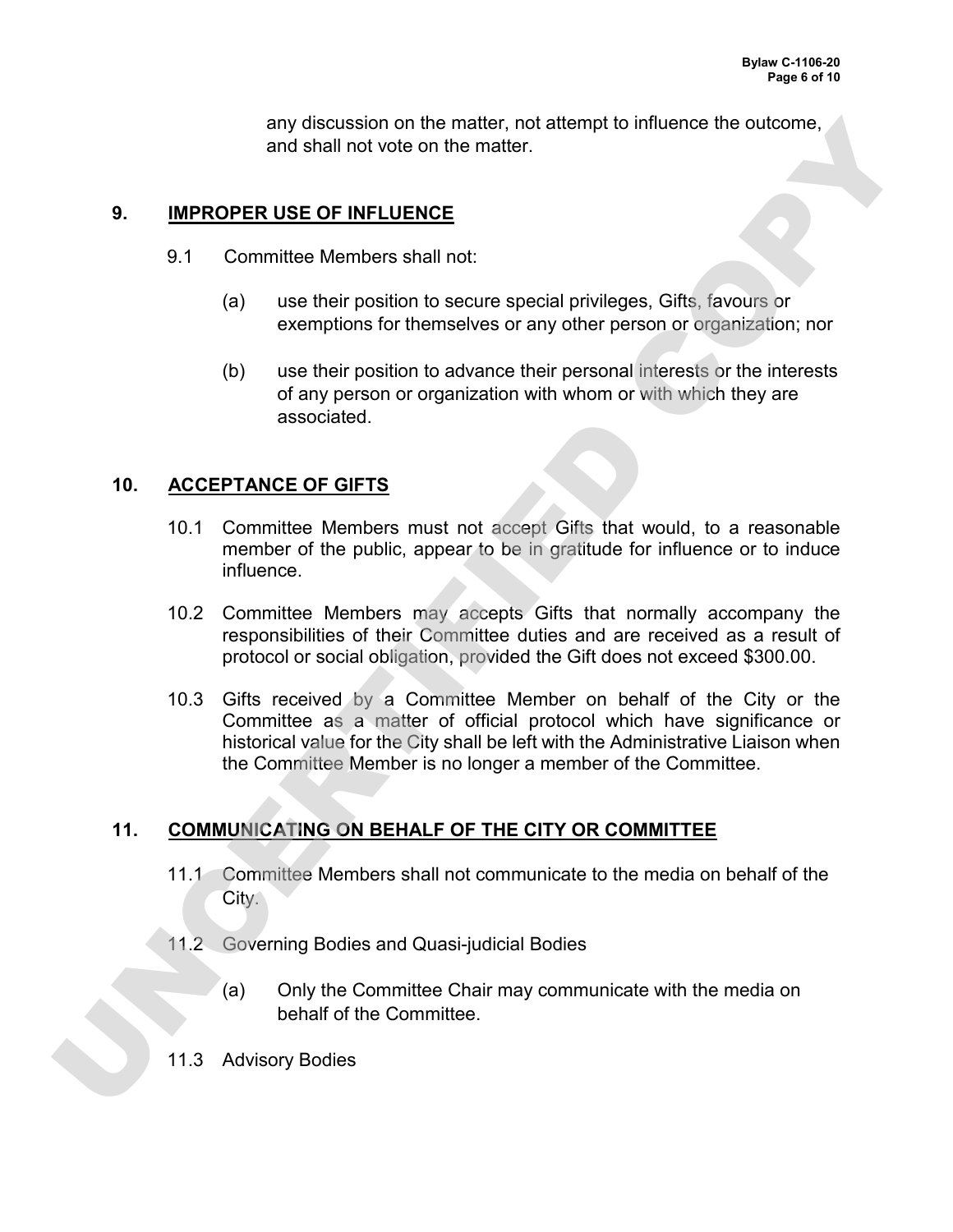any discussion on the matter, not attempt to influence the outcome, and shall not vote on the matter.

## 9. IMPROPER USE OF INFLUENCE

9.1 Committee Members shall not:

(a) use their position to secure special privileges, Gifts, favours or exemptions for themselves or any other person or organization; nor

(b) use their position to advance their personal interests or the interests of any person or organization with whom or with which they are associated.

## 10. ACCEPTANCE OF GIFTS

10.1 Committee Members must not accept Gifts that would, to a reasonable member of the public, appear to be in gratitude for influence or to induce influence.

10.2 Committee Members may accepts Gifts that normally accompany the responsibilities of their Committee duties and are received as a result of protocol or social obligation, provided the Gift does not exceed $300.00.

10.3 Gifts received by a Committee Member on behalf of the City or the Committee as a matter of official protocol which have significance or historical value for the City shall be left with the Administrative Liaison when the Committee Member is no longer a member of the Committee.

## 11. COMMUNICATING ON BEHALF OF THE CITY OR COMMITTEE

11.1 Committee Members shall not communicate to the media on behalf of the City.

11.2 Governing Bodies and Quasi-judicial Bodies

(a) Only the Committee Chair may communicate with the media on behalf of the Committee.

11.3 Advisory Bodies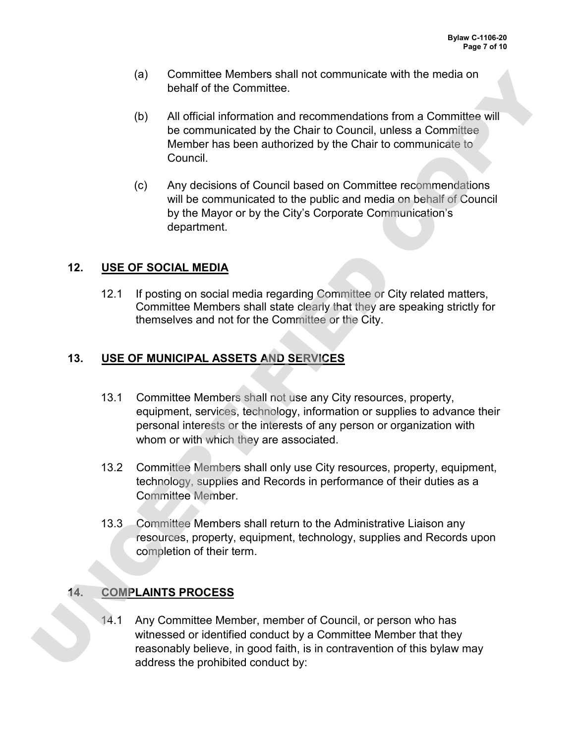(a) Committee Members shall not communicate with the media on behalf of the Committee.

(b) All official information and recommendations from a Committee will be communicated by the Chair to Council, unless a Committee Member has been authorized by the Chair to communicate to Council.

(c) Any decisions of Council based on Committee recommendations will be communicated to the public and media on behalf of Council by the Mayor or by the City's Corporate Communication's department.

## 12. <u>USE OF SOCIAL MEDIA</u>

12.1 If posting on social media regarding Committee or City related matters, Committee Members shall state clearly that they are speaking strictly for themselves and not for the Committee or the City.

## 13. <u>USE OF MUNICIPAL ASSETS AND SERVICES</u>

13.1 Committee Members shall not use any City resources, property, equipment, services, technology, information or supplies to advance their personal interests or the interests of any person or organization with whom or with which they are associated.

13.2 Committee Members shall only use City resources, property, equipment, technology, supplies and Records in performance of their duties as a Committee Member.

13.3 Committee Members shall return to the Administrative Liaison any resources, property, equipment, technology, supplies and Records upon completion of their term.

## 14. <u>COMPLAINTS PROCESS</u>

14.1 Any Committee Member, member of Council, or person who has witnessed or identified conduct by a Committee Member that they reasonably believe, in good faith, is in contravention of this bylaw may address the prohibited conduct by: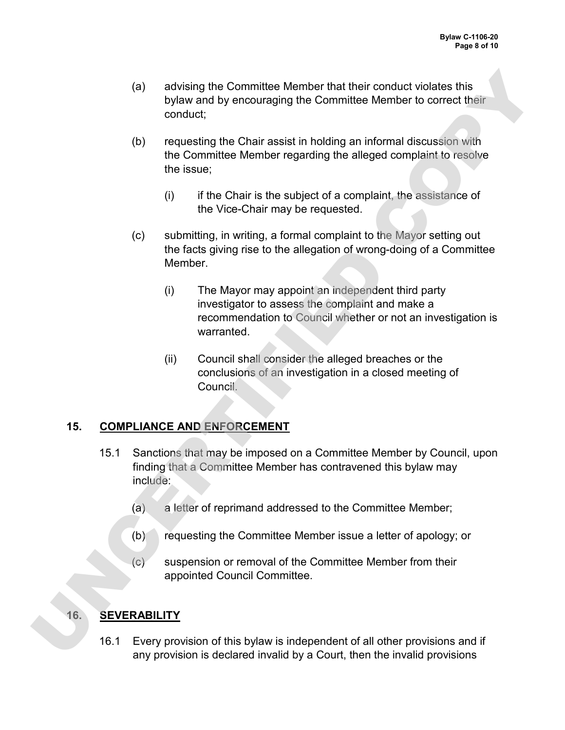(a) advising the Committee Member that their conduct violates this bylaw and by encouraging the Committee Member to correct their conduct;

(b) requesting the Chair assist in holding an informal discussion with the Committee Member regarding the alleged complaint to resolve the issue;

  (i) if the Chair is the subject of a complaint, the assistance of the Vice-Chair may be requested.

(c) submitting, in writing, a formal complaint to the Mayor setting out the facts giving rise to the allegation of wrong-doing of a Committee Member.

  (i) The Mayor may appoint an independent third party investigator to assess the complaint and make a recommendation to Council whether or not an investigation is warranted.

  (ii) Council shall consider the alleged breaches or the conclusions of an investigation in a closed meeting of Council.

## 15. COMPLIANCE AND ENFORCEMENT

15.1 Sanctions that may be imposed on a Committee Member by Council, upon finding that a Committee Member has contravened this bylaw may include:

(a) a letter of reprimand addressed to the Committee Member;

(b) requesting the Committee Member issue a letter of apology; or

(c) suspension or removal of the Committee Member from their appointed Council Committee.

## 16. SEVERABILITY

16.1 Every provision of this bylaw is independent of all other provisions and if any provision is declared invalid by a Court, then the invalid provisions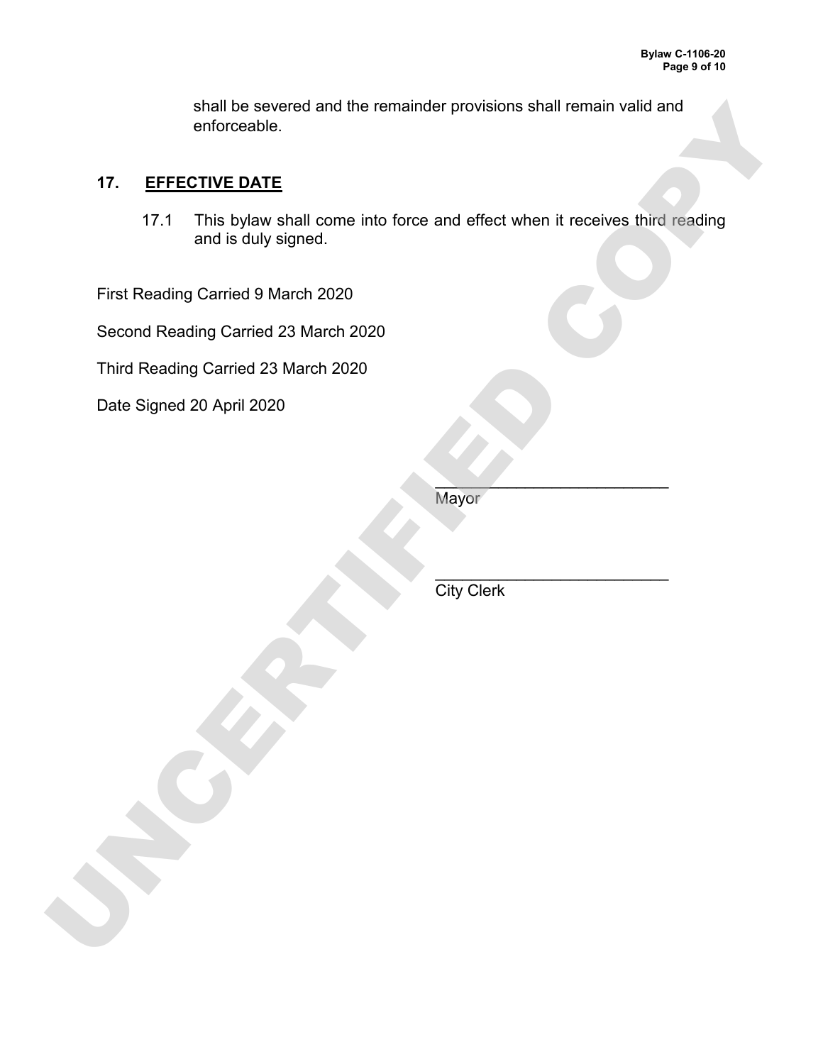shall be severed and the remainder provisions shall remain valid and enforceable.

## 17. EFFECTIVE DATE

17.1 This bylaw shall come into force and effect when it receives third reading and is duly signed.

First Reading Carried 9 March 2020

Second Reading Carried 23 March 2020

Third Reading Carried 23 March 2020

Date Signed 20 April 2020

\_\_\_\_\_\_\_\_\_\_\_\_\_\_\_\_\_\_\_\_\_\_\_\_\_\_
Mayor

\_\_\_\_\_\_\_\_\_\_\_\_\_\_\_\_\_\_\_\_\_\_\_\_\_\_
City Clerk

UNCERTIFIED COPY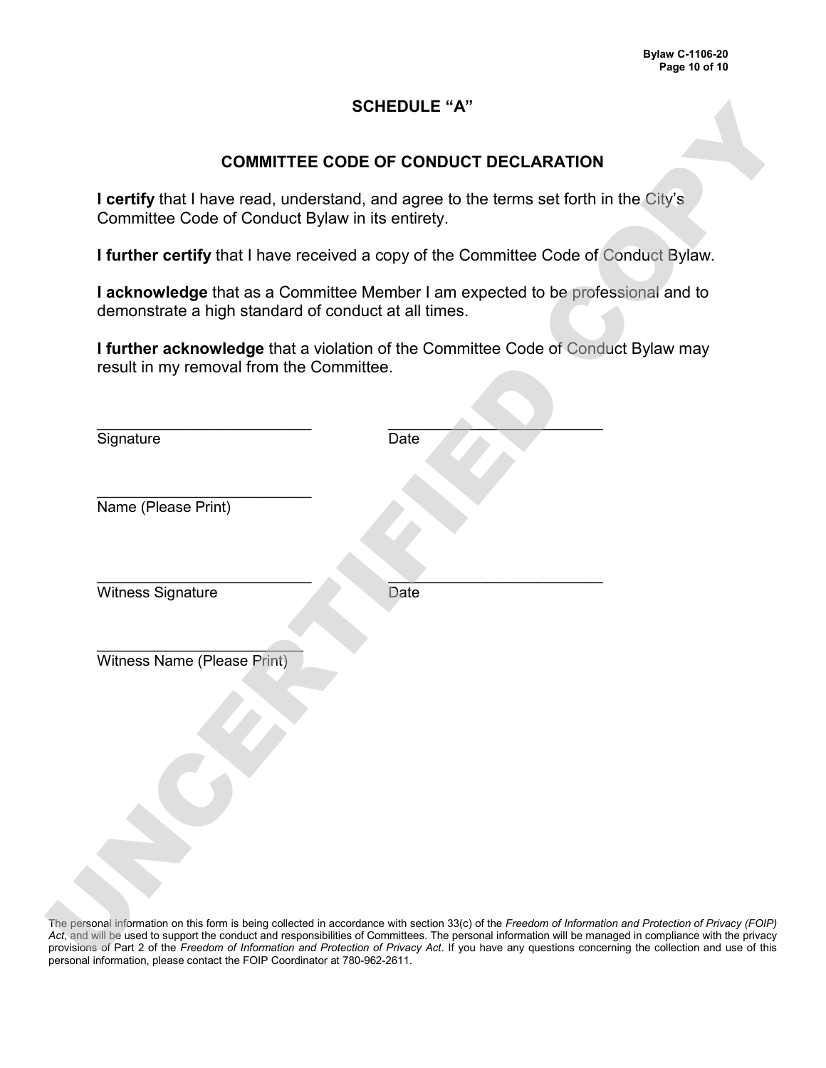# SCHEDULE "A"

## COMMITTEE CODE OF CONDUCT DECLARATION

**I certify** that I have read, understand, and agree to the terms set forth in the City's Committee Code of Conduct Bylaw in its entirety.

**I further certify** that I have received a copy of the Committee Code of Conduct Bylaw.

**I acknowledge** that as a Committee Member I am expected to be professional and to demonstrate a high standard of conduct at all times.

**I further acknowledge** that a violation of the Committee Code of Conduct Bylaw may result in my removal from the Committee.

\_\_\_\_\_\_\_\_\_\_\_\_\_\_\_\_\_\_\_\_\_\_\_\_\_\_ \_\_\_\_\_\_\_\_\_\_\_\_\_\_\_\_\_\_\_\_\_\_\_\_\_\_
Signature Date

\_\_\_\_\_\_\_\_\_\_\_\_\_\_\_\_\_\_\_\_\_\_\_\_\_\_
Name (Please Print)

\_\_\_\_\_\_\_\_\_\_\_\_\_\_\_\_\_\_\_\_\_\_\_\_\_\_ \_\_\_\_\_\_\_\_\_\_\_\_\_\_\_\_\_\_\_\_\_\_\_\_\_\_
Witness Signature Date

\_\_\_\_\_\_\_\_\_\_\_\_\_\_\_\_\_\_\_\_\_\_\_\_\_\_
Witness Name (Please Print)

UNCERTIFIED COPY

The personal information on this form is being collected in accordance with section 33(c) of the *Freedom of Information and Protection of Privacy (FOIP) Act*, and will be used to support the conduct and responsibilities of Committees. The personal information will be managed in compliance with the privacy provisions of Part 2 of the *Freedom of Information and Protection of Privacy Act*. If you have any questions concerning the collection and use of this personal information, please contact the FOIP Coordinator at 780-962-2611.